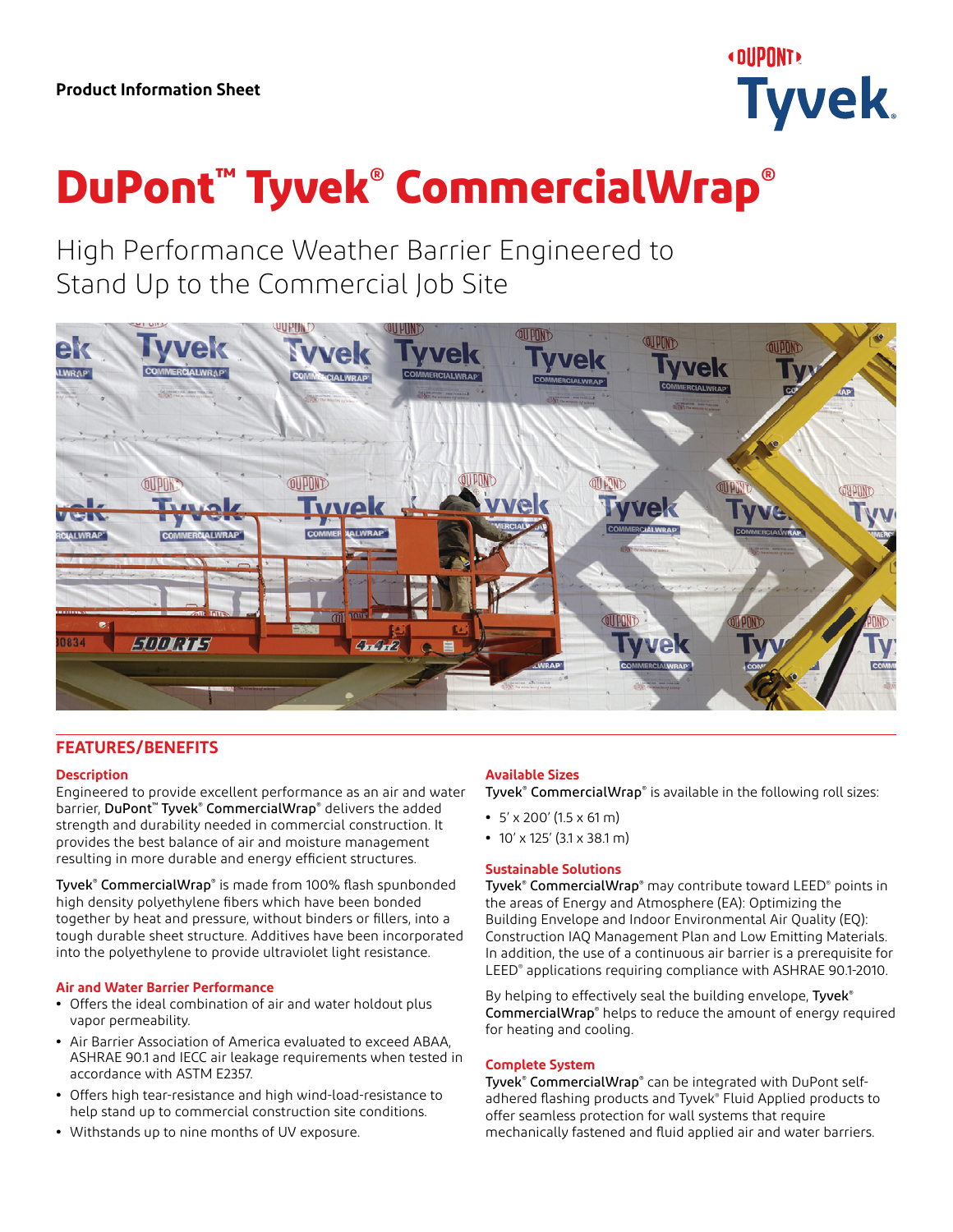Product Information Sheet

# DuPont™ Tyvek® CommercialWrap®

High Performance Weather Barrier Engineered to Stand Up to the Commercial Job Site

## FEATURES/BENEFITS

### Description

Engineered to provide excellent performance as an air and water barrier, **DuPont™ Tyvek® CommercialWrap®** delivers the added strength and durability needed in commercial construction. It provides the best balance of air and moisture management resulting in more durable and energy efficient structures.

**Tyvek® CommercialWrap®** is made from 100% flash spunbonded high density polyethylene fibers which have been bonded together by heat and pressure, without binders or fillers, into a tough durable sheet structure. Additives have been incorporated into the polyethylene to provide ultraviolet light resistance.

### Air and Water Barrier Performance

- Offers the ideal combination of air and water holdout plus vapor permeability.
- Air Barrier Association of America evaluated to exceed ABAA, ASHRAE 90.1 and IECC air leakage requirements when tested in accordance with ASTM E2357.
- Offers high tear-resistance and high wind-load-resistance to help stand up to commercial construction site conditions.
- Withstands up to nine months of UV exposure.

### Available Sizes

**Tyvek® CommercialWrap®** is available in the following roll sizes:

- 5' x 200' (1.5 x 61 m)
- 10' x 125' (3.1 x 38.1 m)

### Sustainable Solutions

**Tyvek® CommercialWrap®** may contribute toward LEED® points in the areas of Energy and Atmosphere (EA): Optimizing the Building Envelope and Indoor Environmental Air Quality (EQ): Construction IAQ Management Plan and Low Emitting Materials. In addition, the use of a continuous air barrier is a prerequisite for LEED® applications requiring compliance with ASHRAE 90.1-2010.

By helping to effectively seal the building envelope, **Tyvek® CommercialWrap®** helps to reduce the amount of energy required for heating and cooling.

### Complete System

**Tyvek® CommercialWrap®** can be integrated with DuPont self-adhered flashing products and Tyvek® Fluid Applied products to offer seamless protection for wall systems that require mechanically fastened and fluid applied air and water barriers.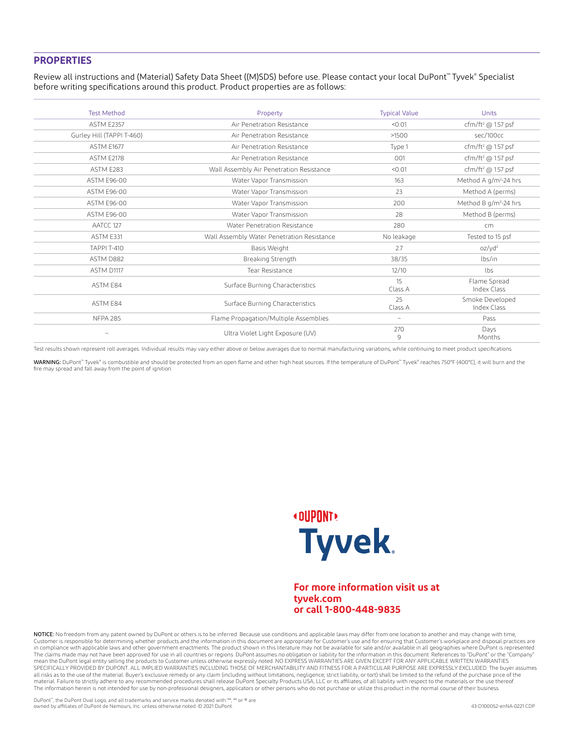## PROPERTIES

Review all instructions and (Material) Safety Data Sheet ((M)SDS) before use. Please contact your local DuPont™ Tyvek® Specialist before writing specifications around this product. Product properties are as follows:

| Test Method | Property | Typical Value | Units |
|---|---|---|---|
| ASTM E2357 | Air Penetration Resistance | <0.01 | cfm/ft² @ 1.57 psf |
| Gurley Hill (TAPPI T-460) | Air Penetration Resistance | >1500 | sec/100cc |
| ASTM E1677 | Air Penetration Resistance | Type 1 | cfm/ft² @ 1.57 psf |
| ASTM E2178 | Air Penetration Resistance | .001 | cfm/ft² @ 1.57 psf |
| ASTM E283 | Wall Assembly Air Penetration Resistance | <0.01 | cfm/ft² @ 1.57 psf |
| ASTM E96-00 | Water Vapor Transmission | 163 | Method A g/m²-24 hrs |
| ASTM E96-00 | Water Vapor Transmission | 23 | Method A (perms) |
| ASTM E96-00 | Water Vapor Transmission | 200 | Method B g/m²-24 hrs |
| ASTM E96-00 | Water Vapor Transmission | 28 | Method B (perms) |
| AATCC 127 | Water Penetration Resistance | 280 | cm |
| ASTM E331 | Wall Assembly Water Penetration Resistance | No leakage | Tested to 15 psf |
| TAPPI T-410 | Basis Weight | 2.7 | oz/yd² |
| ASTM D882 | Breaking Strength | 38/35 | lbs/in |
| ASTM D1117 | Tear Resistance | 12/10 | lbs |
| ASTM E84 | Surface Burning Characteristics | 15 Class A | Flame Spread Index Class |
| ASTM E84 | Surface Burning Characteristics | 25 Class A | Smoke Developed Index Class |
| NFPA 285 | Flame Propagation/Multiple Assemblies | – | Pass |
| – | Ultra Violet Light Exposure (UV) | 270 9 | Days Months |

Test results shown represent roll averages. Individual results may vary either above or below averages due to normal manufacturing variations, while continuing to meet product specifications.

**WARNING:** DuPont™ Tyvek® is combustible and should be protected from an open flame and other high heat sources. If the temperature of DuPont™ Tyvek® reaches 750°F (400°C), it will burn and the fire may spread and fall away from the point of ignition.

DUPONT Tyvek.

**For more information visit us at tyvek.com or call 1-800-448-9835**

**NOTICE:** No freedom from any patent owned by DuPont or others is to be inferred. Because use conditions and applicable laws may differ from one location to another and may change with time, Customer is responsible for determining whether products and the information in this document are appropriate for Customer's use and for ensuring that Customer's workplace and disposal practices are in compliance with applicable laws and other government enactments. The product shown in this literature may not be available for sale and/or available in all geographies where DuPont is represented. The claims made may not have been approved for use in all countries or regions. DuPont assumes no obligation or liability for the information in this document. References to "DuPont" or the "Company" mean the DuPont legal entity selling the products to Customer unless otherwise expressly noted. NO EXPRESS WARRANTIES ARE GIVEN EXCEPT FOR ANY APPLICABLE WRITTEN WARRANTIES SPECIFICALLY PROVIDED BY DUPONT. ALL IMPLIED WARRANTIES INCLUDING THOSE OF MERCHANTABILITY AND FITNESS FOR A PARTICULAR PURPOSE ARE EXPRESSLY EXCLUDED. The buyer assumes all risks as to the use of the material. Buyer's exclusive remedy or any claim (including without limitations, negligence, strict liability, or tort) shall be limited to the refund of the purchase price of the material. Failure to strictly adhere to any recommended procedures shall release DuPont Specialty Products USA, LLC or its affiliates, of all liability with respect to the materials or the use thereof. The information herein is not intended for use by non-professional designers, applicators or other persons who do not purchase or utilize this product in the normal course of their business.

DuPont™, the DuPont Oval Logo, and all trademarks and service marks denoted with ™, ℠ or ® are owned by affiliates of DuPont de Nemours, Inc. unless otherwise noted. © 2021 DuPont.

43-D100052-enNA-0221 CDP